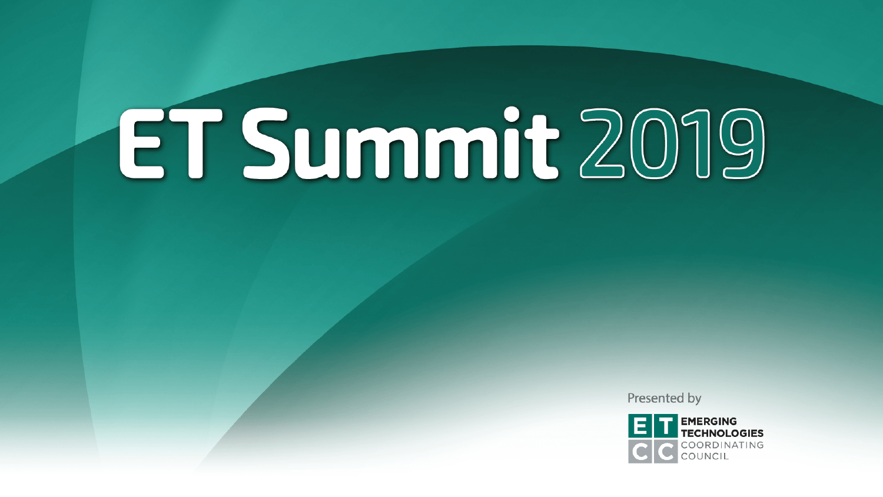# ET Summit 2019

Presented by

EMERGING TECHNOLOGIES COORDINATING COUNCIL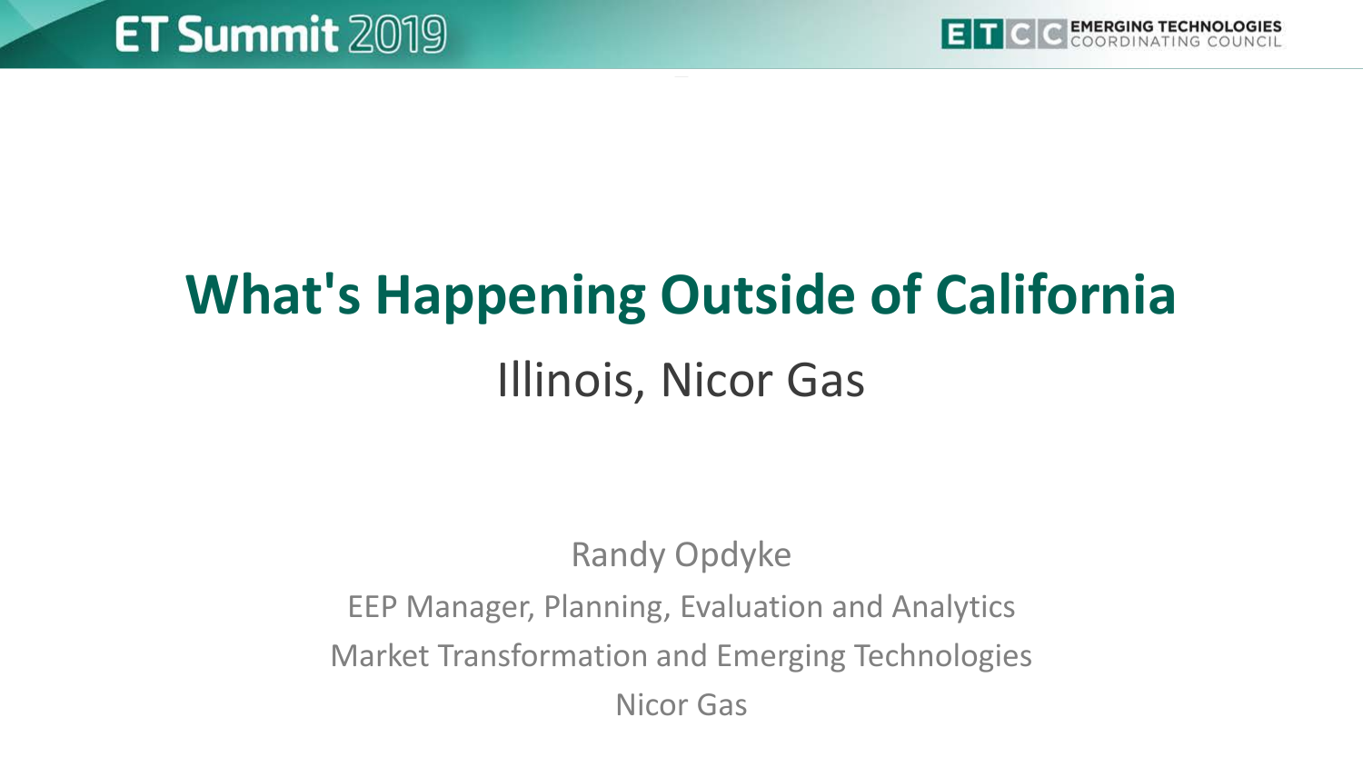# What's Happening Outside of California

## Illinois, Nicor Gas

Randy Opdyke

EEP Manager, Planning, Evaluation and Analytics

Market Transformation and Emerging Technologies

Nicor Gas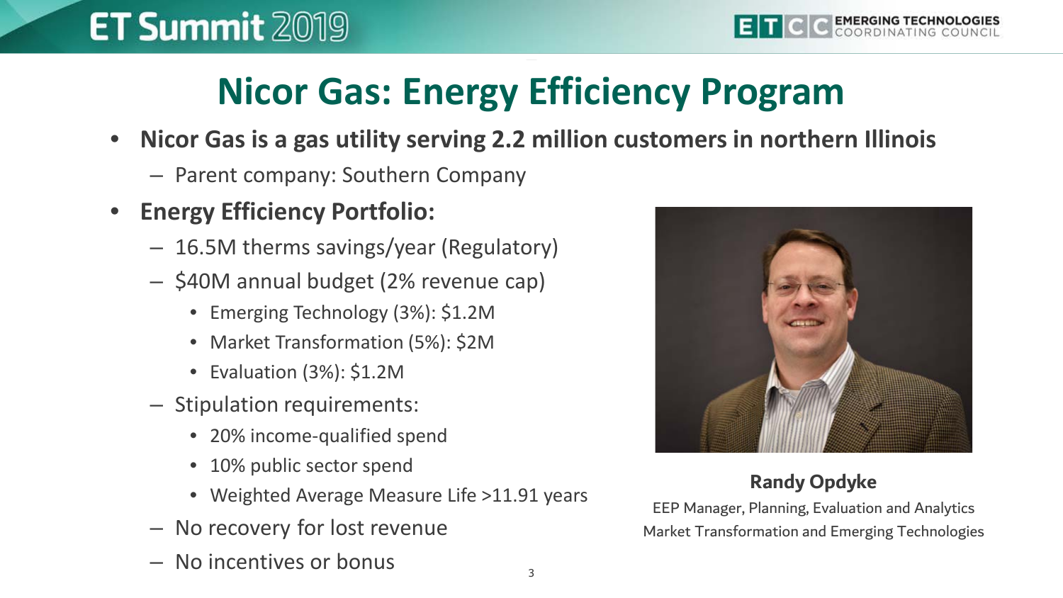# Nicor Gas: Energy Efficiency Program

- **Nicor Gas is a gas utility serving 2.2 million customers in northern Illinois**
  - Parent company: Southern Company
- **Energy Efficiency Portfolio:**
  - 16.5M therms savings/year (Regulatory)
  - $40M annual budget (2% revenue cap)
    - Emerging Technology (3%): $1.2M
    - Market Transformation (5%): $2M
    - Evaluation (3%): $1.2M
  - Stipulation requirements:
    - 20% income-qualified spend
    - 10% public sector spend
    - Weighted Average Measure Life >11.91 years
  - No recovery for lost revenue
  - No incentives or bonus

**Randy Opdyke**

EEP Manager, Planning, Evaluation and Analytics

Market Transformation and Emerging Technologies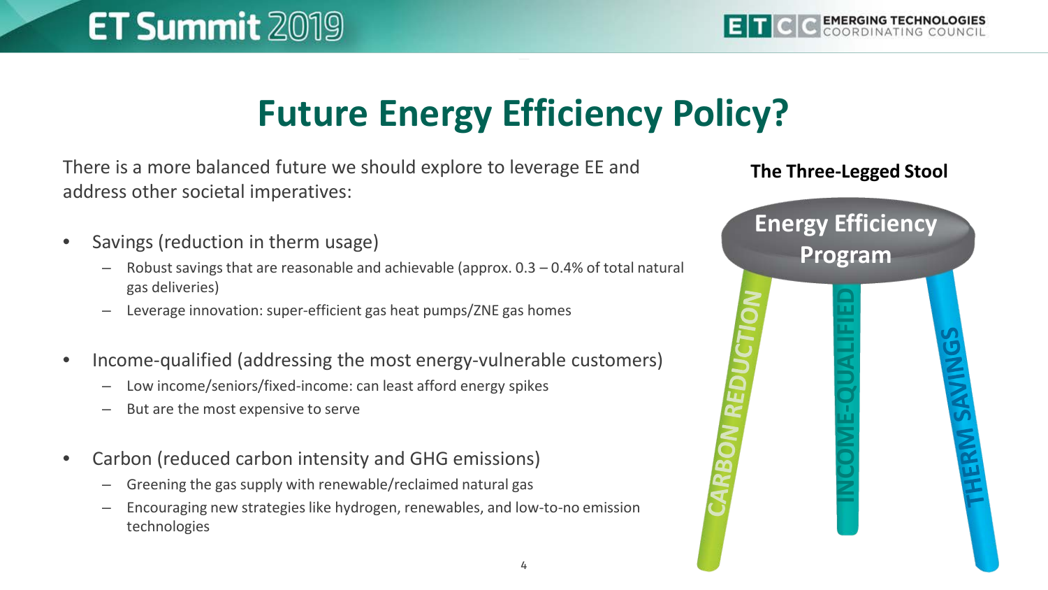# Future Energy Efficiency Policy?

There is a more balanced future we should explore to leverage EE and address other societal imperatives:

- Savings (reduction in therm usage)
  - Robust savings that are reasonable and achievable (approx. 0.3 – 0.4% of total natural gas deliveries)
  - Leverage innovation: super-efficient gas heat pumps/ZNE gas homes
- Income-qualified (addressing the most energy-vulnerable customers)
  - Low income/seniors/fixed-income: can least afford energy spikes
  - But are the most expensive to serve
- Carbon (reduced carbon intensity and GHG emissions)
  - Greening the gas supply with renewable/reclaimed natural gas
  - Encouraging new strategies like hydrogen, renewables, and low-to-no emission technologies

**The Three-Legged Stool**

**Energy Efficiency Program**

CARBON REDUCTION

INCOME-QUALIFIED

THERM SAVINGS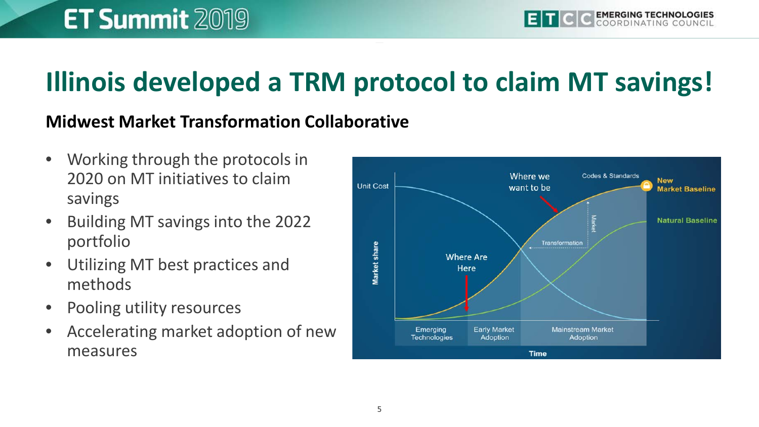# Illinois developed a TRM protocol to claim MT savings!

## Midwest Market Transformation Collaborative

- Working through the protocols in 2020 on MT initiatives to claim savings
- Building MT savings into the 2022 portfolio
- Utilizing MT best practices and methods
- Pooling utility resources
- Accelerating market adoption of new measures

Unit Cost

Market share

Where we want to be

Codes & Standards

New Market Baseline

Natural Baseline

Market Transformation

Where Are Here

Emerging Technologies

Early Market Adoption

Mainstream Market Adoption

Time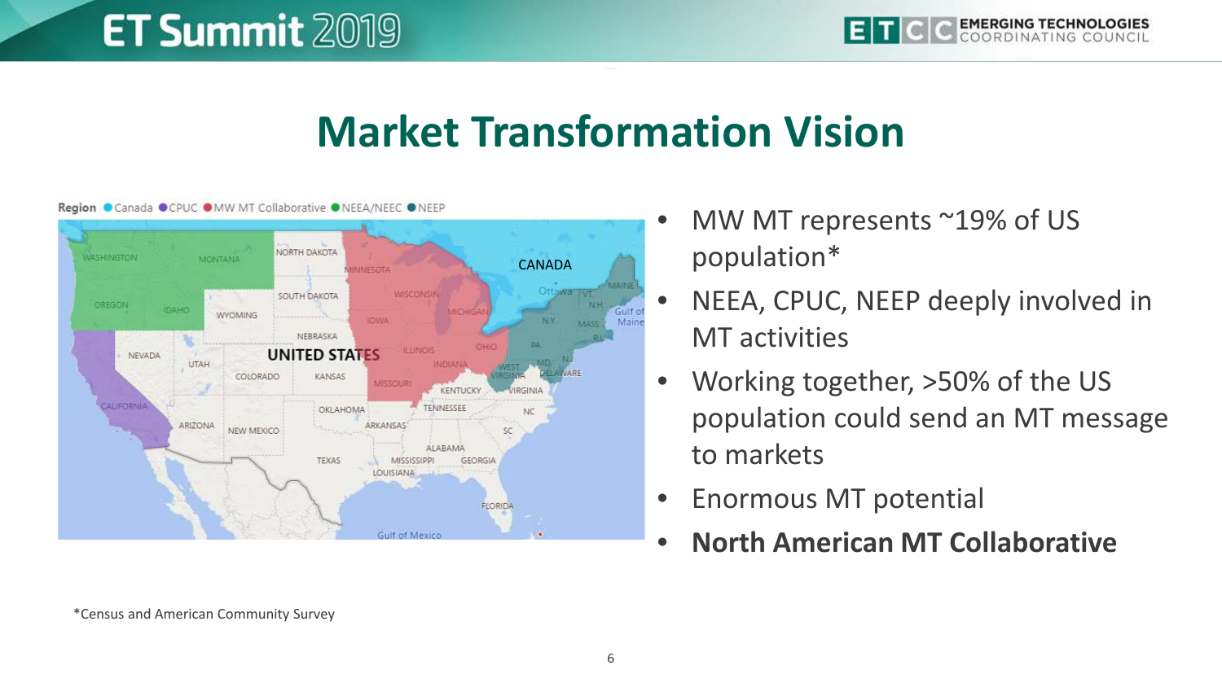# Market Transformation Vision

Region ● Canada ● CPUC ● MW MT Collaborative ● NEEA/NEEC ● NEEP

- MW MT represents ~19% of US population*
- NEEA, CPUC, NEEP deeply involved in MT activities
- Working together, >50% of the US population could send an MT message to markets
- Enormous MT potential
- **North American MT Collaborative**

*Census and American Community Survey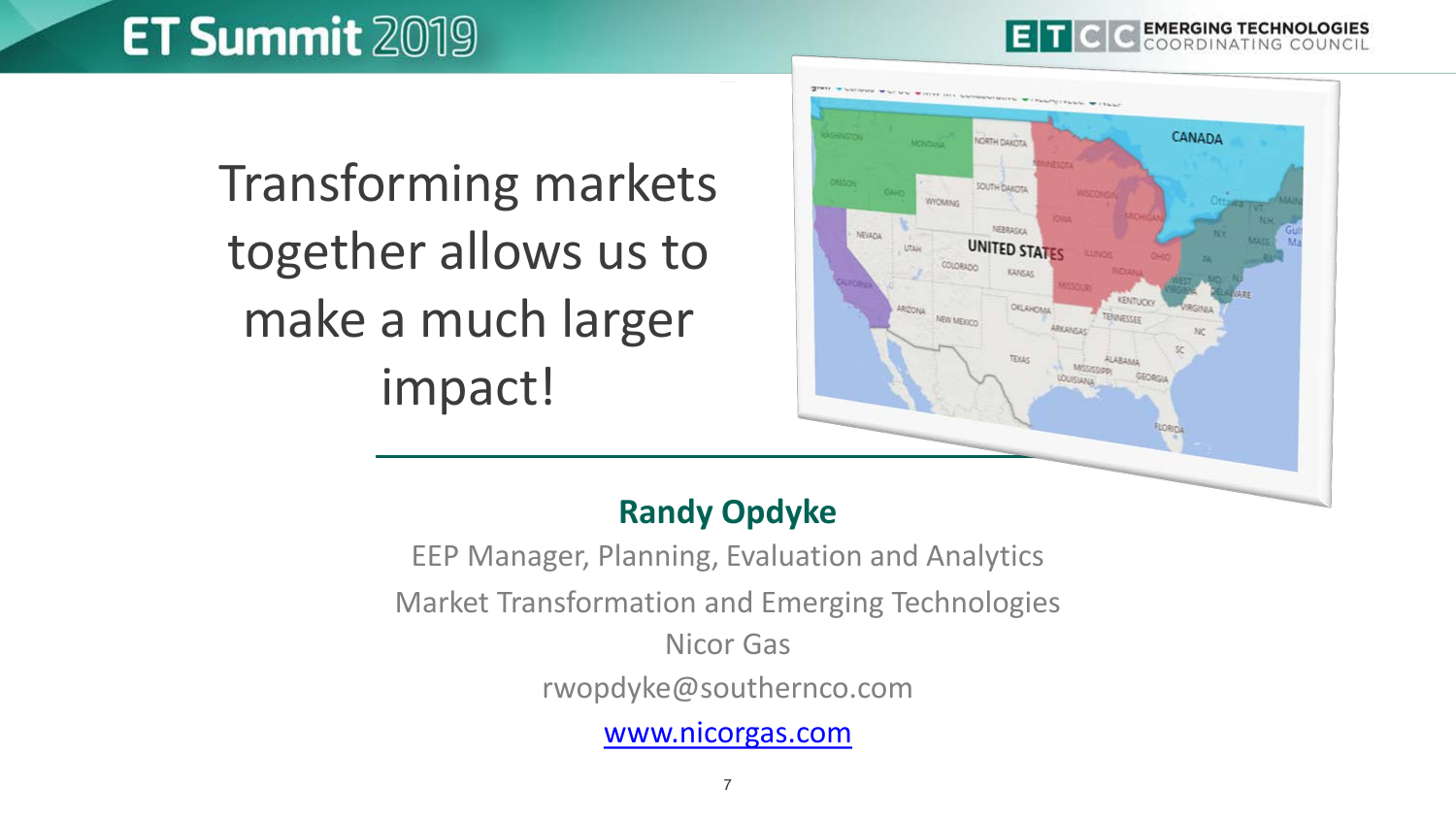Transforming markets together allows us to make a much larger impact!

**Randy Opdyke**

EEP Manager, Planning, Evaluation and Analytics

Market Transformation and Emerging Technologies

Nicor Gas

rwopdyke@southernco.com

www.nicorgas.com